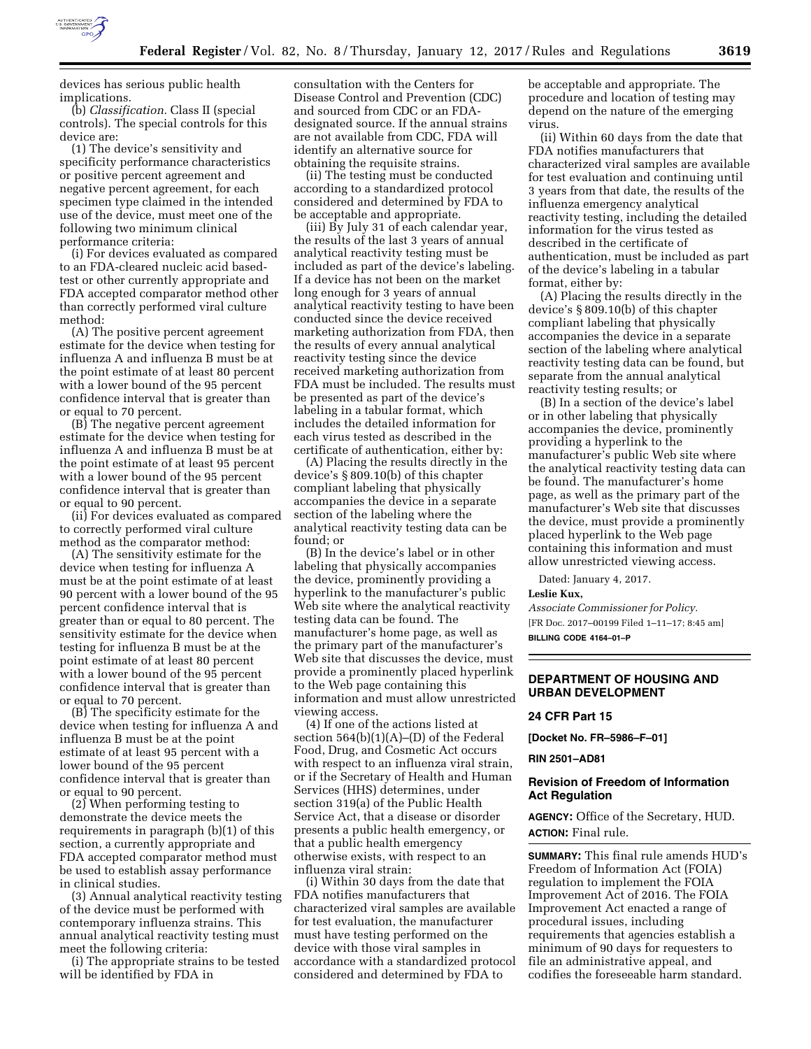devices has serious public health implications.

(b) *Classification.* Class II (special controls). The special controls for this device are:

(1) The device's sensitivity and specificity performance characteristics or positive percent agreement and negative percent agreement, for each specimen type claimed in the intended use of the device, must meet one of the following two minimum clinical performance criteria:

(i) For devices evaluated as compared to an FDA-cleared nucleic acid based-test or other currently appropriate and FDA accepted comparator method other than correctly performed viral culture method:

(A) The positive percent agreement estimate for the device when testing for influenza A and influenza B must be at the point estimate of at least 80 percent with a lower bound of the 95 percent confidence interval that is greater than or equal to 70 percent.

(B) The negative percent agreement estimate for the device when testing for influenza A and influenza B must be at the point estimate of at least 95 percent with a lower bound of the 95 percent confidence interval that is greater than or equal to 90 percent.

(ii) For devices evaluated as compared to correctly performed viral culture method as the comparator method:

(A) The sensitivity estimate for the device when testing for influenza A must be at the point estimate of at least 90 percent with a lower bound of the 95 percent confidence interval that is greater than or equal to 80 percent. The sensitivity estimate for the device when testing for influenza B must be at the point estimate of at least 80 percent with a lower bound of the 95 percent confidence interval that is greater than or equal to 70 percent.

(B) The specificity estimate for the device when testing for influenza A and influenza B must be at the point estimate of at least 95 percent with a lower bound of the 95 percent confidence interval that is greater than or equal to 90 percent.

(2) When performing testing to demonstrate the device meets the requirements in paragraph (b)(1) of this section, a currently appropriate and FDA accepted comparator method must be used to establish assay performance in clinical studies.

(3) Annual analytical reactivity testing of the device must be performed with contemporary influenza strains. This annual analytical reactivity testing must meet the following criteria:

(i) The appropriate strains to be tested will be identified by FDA in consultation with the Centers for Disease Control and Prevention (CDC) and sourced from CDC or an FDA-designated source. If the annual strains are not available from CDC, FDA will identify an alternative source for obtaining the requisite strains.

(ii) The testing must be conducted according to a standardized protocol considered and determined by FDA to be acceptable and appropriate.

(iii) By July 31 of each calendar year, the results of the last 3 years of annual analytical reactivity testing must be included as part of the device's labeling. If a device has not been on the market long enough for 3 years of annual analytical reactivity testing to have been conducted since the device received marketing authorization from FDA, then the results of every annual analytical reactivity testing since the device received marketing authorization from FDA must be included. The results must be presented as part of the device's labeling in a tabular format, which includes the detailed information for each virus tested as described in the certificate of authentication, either by:

(A) Placing the results directly in the device's § 809.10(b) of this chapter compliant labeling that physically accompanies the device in a separate section of the labeling where the analytical reactivity testing data can be found; or

(B) In the device's label or in other labeling that physically accompanies the device, prominently providing a hyperlink to the manufacturer's public Web site where the analytical reactivity testing data can be found. The manufacturer's home page, as well as the primary part of the manufacturer's Web site that discusses the device, must provide a prominently placed hyperlink to the Web page containing this information and must allow unrestricted viewing access.

(4) If one of the actions listed at section 564(b)(1)(A)–(D) of the Federal Food, Drug, and Cosmetic Act occurs with respect to an influenza viral strain, or if the Secretary of Health and Human Services (HHS) determines, under section 319(a) of the Public Health Service Act, that a disease or disorder presents a public health emergency, or that a public health emergency otherwise exists, with respect to an influenza viral strain:

(i) Within 30 days from the date that FDA notifies manufacturers that characterized viral samples are available for test evaluation, the manufacturer must have testing performed on the device with those viral samples in accordance with a standardized protocol considered and determined by FDA to be acceptable and appropriate. The procedure and location of testing may depend on the nature of the emerging virus.

(ii) Within 60 days from the date that FDA notifies manufacturers that characterized viral samples are available for test evaluation and continuing until 3 years from that date, the results of the influenza emergency analytical reactivity testing, including the detailed information for the virus tested as described in the certificate of authentication, must be included as part of the device's labeling in a tabular format, either by:

(A) Placing the results directly in the device's § 809.10(b) of this chapter compliant labeling that physically accompanies the device in a separate section of the labeling where analytical reactivity testing data can be found, but separate from the annual analytical reactivity testing results; or

(B) In a section of the device's label or in other labeling that physically accompanies the device, prominently providing a hyperlink to the manufacturer's public Web site where the analytical reactivity testing data can be found. The manufacturer's home page, as well as the primary part of the manufacturer's Web site that discusses the device, must provide a prominently placed hyperlink to the Web page containing this information and must allow unrestricted viewing access.

Dated: January 4, 2017.

**Leslie Kux,**

*Associate Commissioner for Policy.*

[FR Doc. 2017–00199 Filed 1–11–17; 8:45 am]

**BILLING CODE 4164–01–P**

## DEPARTMENT OF HOUSING AND URBAN DEVELOPMENT

### 24 CFR Part 15

**[Docket No. FR–5986–F–01]**

**RIN 2501–AD81**

### Revision of Freedom of Information Act Regulation

**AGENCY:** Office of the Secretary, HUD.

**ACTION:** Final rule.

**SUMMARY:** This final rule amends HUD's Freedom of Information Act (FOIA) regulation to implement the FOIA Improvement Act of 2016. The FOIA Improvement Act enacted a range of procedural issues, including requirements that agencies establish a minimum of 90 days for requesters to file an administrative appeal, and codifies the foreseeable harm standard.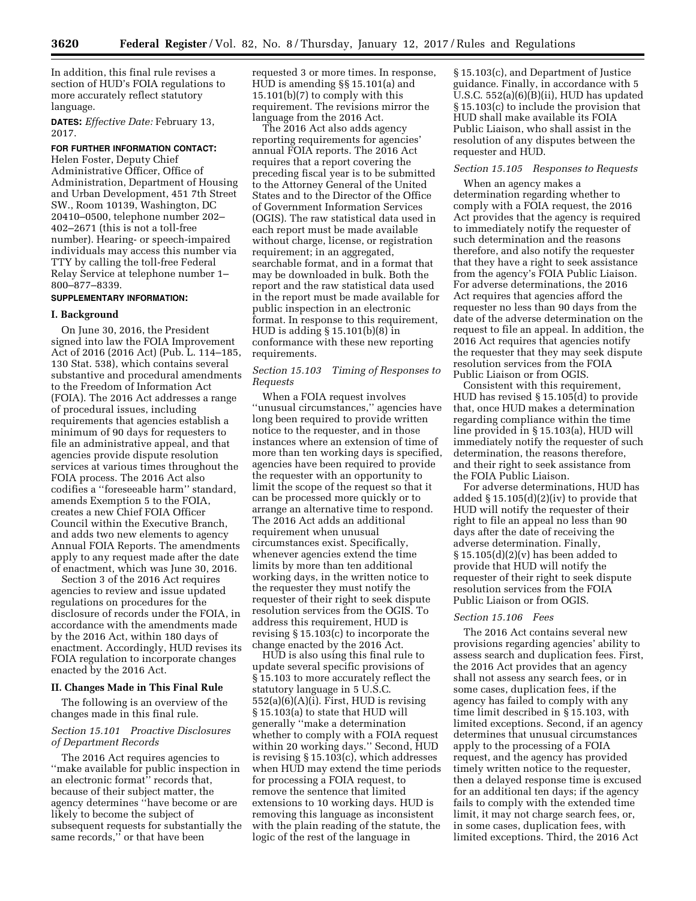In addition, this final rule revises a section of HUD's FOIA regulations to more accurately reflect statutory language.

**DATES:** *Effective Date:* February 13, 2017.

**FOR FURTHER INFORMATION CONTACT:** Helen Foster, Deputy Chief Administrative Officer, Office of Administration, Department of Housing and Urban Development, 451 7th Street SW., Room 10139, Washington, DC 20410–0500, telephone number 202–402–2671 (this is not a toll-free number). Hearing- or speech-impaired individuals may access this number via TTY by calling the toll-free Federal Relay Service at telephone number 1–800–877–8339.

**SUPPLEMENTARY INFORMATION:**

## I. Background

On June 30, 2016, the President signed into law the FOIA Improvement Act of 2016 (2016 Act) (Pub. L. 114–185, 130 Stat. 538), which contains several substantive and procedural amendments to the Freedom of Information Act (FOIA). The 2016 Act addresses a range of procedural issues, including requirements that agencies establish a minimum of 90 days for requesters to file an administrative appeal, and that agencies provide dispute resolution services at various times throughout the FOIA process. The 2016 Act also codifies a ''foreseeable harm'' standard, amends Exemption 5 to the FOIA, creates a new Chief FOIA Officer Council within the Executive Branch, and adds two new elements to agency Annual FOIA Reports. The amendments apply to any request made after the date of enactment, which was June 30, 2016.

Section 3 of the 2016 Act requires agencies to review and issue updated regulations on procedures for the disclosure of records under the FOIA, in accordance with the amendments made by the 2016 Act, within 180 days of enactment. Accordingly, HUD revises its FOIA regulation to incorporate changes enacted by the 2016 Act.

## II. Changes Made in This Final Rule

The following is an overview of the changes made in this final rule.

### *Section 15.101 Proactive Disclosures of Department Records*

The 2016 Act requires agencies to ''make available for public inspection in an electronic format'' records that, because of their subject matter, the agency determines ''have become or are likely to become the subject of subsequent requests for substantially the same records,'' or that have been requested 3 or more times. In response, HUD is amending §§ 15.101(a) and 15.101(b)(7) to comply with this requirement. The revisions mirror the language from the 2016 Act.

The 2016 Act also adds agency reporting requirements for agencies' annual FOIA reports. The 2016 Act requires that a report covering the preceding fiscal year is to be submitted to the Attorney General of the United States and to the Director of the Office of Government Information Services (OGIS). The raw statistical data used in each report must be made available without charge, license, or registration requirement; in an aggregated, searchable format, and in a format that may be downloaded in bulk. Both the report and the raw statistical data used in the report must be made available for public inspection in an electronic format. In response to this requirement, HUD is adding § 15.101(b)(8) in conformance with these new reporting requirements.

### *Section 15.103 Timing of Responses to Requests*

When a FOIA request involves ''unusual circumstances,'' agencies have long been required to provide written notice to the requester, and in those instances where an extension of time of more than ten working days is specified, agencies have been required to provide the requester with an opportunity to limit the scope of the request so that it can be processed more quickly or to arrange an alternative time to respond. The 2016 Act adds an additional requirement when unusual circumstances exist. Specifically, whenever agencies extend the time limits by more than ten additional working days, in the written notice to the requester they must notify the requester of their right to seek dispute resolution services from the OGIS. To address this requirement, HUD is revising § 15.103(c) to incorporate the change enacted by the 2016 Act.

HUD is also using this final rule to update several specific provisions of § 15.103 to more accurately reflect the statutory language in 5 U.S.C. 552(a)(6)(A)(i). First, HUD is revising § 15.103(a) to state that HUD will generally ''make a determination whether to comply with a FOIA request within 20 working days.'' Second, HUD is revising § 15.103(c), which addresses when HUD may extend the time periods for processing a FOIA request, to remove the sentence that limited extensions to 10 working days. HUD is removing this language as inconsistent with the plain reading of the statute, the logic of the rest of the language in § 15.103(c), and Department of Justice guidance. Finally, in accordance with 5 U.S.C. 552(a)(6)(B)(ii), HUD has updated § 15.103(c) to include the provision that HUD shall make available its FOIA Public Liaison, who shall assist in the resolution of any disputes between the requester and HUD.

### *Section 15.105 Responses to Requests*

When an agency makes a determination regarding whether to comply with a FOIA request, the 2016 Act provides that the agency is required to immediately notify the requester of such determination and the reasons therefore, and also notify the requester that they have a right to seek assistance from the agency's FOIA Public Liaison. For adverse determinations, the 2016 Act requires that agencies afford the requester no less than 90 days from the date of the adverse determination on the request to file an appeal. In addition, the 2016 Act requires that agencies notify the requester that they may seek dispute resolution services from the FOIA Public Liaison or from OGIS.

Consistent with this requirement, HUD has revised § 15.105(d) to provide that, once HUD makes a determination regarding compliance within the time line provided in § 15.103(a), HUD will immediately notify the requester of such determination, the reasons therefore, and their right to seek assistance from the FOIA Public Liaison.

For adverse determinations, HUD has added § 15.105(d)(2)(iv) to provide that HUD will notify the requester of their right to file an appeal no less than 90 days after the date of receiving the adverse determination. Finally, § 15.105(d)(2)(v) has been added to provide that HUD will notify the requester of their right to seek dispute resolution services from the FOIA Public Liaison or from OGIS.

### *Section 15.106 Fees*

The 2016 Act contains several new provisions regarding agencies' ability to assess search and duplication fees. First, the 2016 Act provides that an agency shall not assess any search fees, or in some cases, duplication fees, if the agency has failed to comply with any time limit described in § 15.103, with limited exceptions. Second, if an agency determines that unusual circumstances apply to the processing of a FOIA request, and the agency has provided timely written notice to the requester, then a delayed response time is excused for an additional ten days; if the agency fails to comply with the extended time limit, it may not charge search fees, or, in some cases, duplication fees, with limited exceptions. Third, the 2016 Act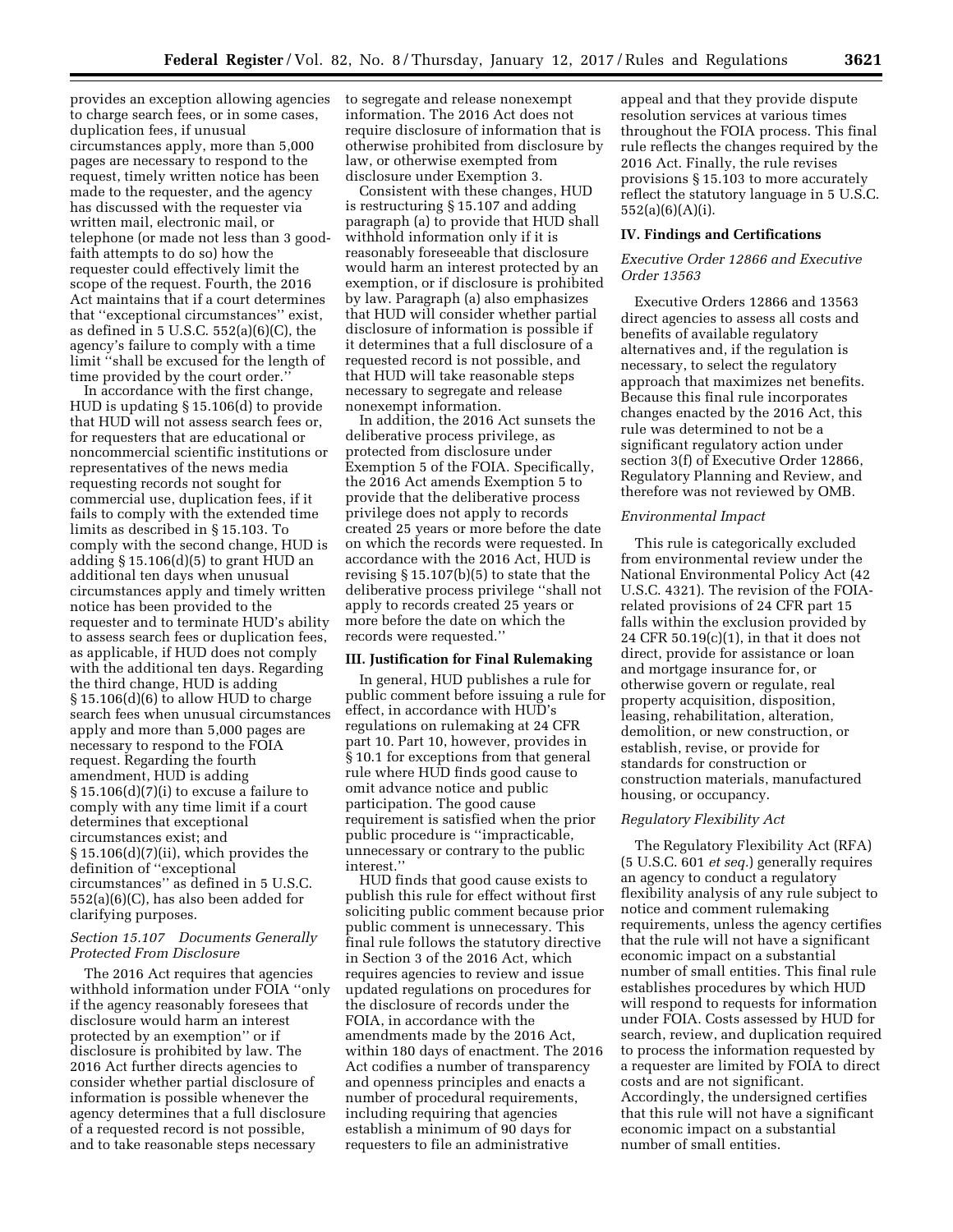provides an exception allowing agencies to charge search fees, or in some cases, duplication fees, if unusual circumstances apply, more than 5,000 pages are necessary to respond to the request, timely written notice has been made to the requester, and the agency has discussed with the requester via written mail, electronic mail, or telephone (or made not less than 3 good-faith attempts to do so) how the requester could effectively limit the scope of the request. Fourth, the 2016 Act maintains that if a court determines that ''exceptional circumstances'' exist, as defined in 5 U.S.C. 552(a)(6)(C), the agency's failure to comply with a time limit ''shall be excused for the length of time provided by the court order.''

In accordance with the first change, HUD is updating § 15.106(d) to provide that HUD will not assess search fees or, for requesters that are educational or noncommercial scientific institutions or representatives of the news media requesting records not sought for commercial use, duplication fees, if it fails to comply with the extended time limits as described in § 15.103. To comply with the second change, HUD is adding § 15.106(d)(5) to grant HUD an additional ten days when unusual circumstances apply and timely written notice has been provided to the requester and to terminate HUD's ability to assess search fees or duplication fees, as applicable, if HUD does not comply with the additional ten days. Regarding the third change, HUD is adding § 15.106(d)(6) to allow HUD to charge search fees when unusual circumstances apply and more than 5,000 pages are necessary to respond to the FOIA request. Regarding the fourth amendment, HUD is adding § 15.106(d)(7)(i) to excuse a failure to comply with any time limit if a court determines that exceptional circumstances exist; and § 15.106(d)(7)(ii), which provides the definition of ''exceptional circumstances'' as defined in 5 U.S.C. 552(a)(6)(C), has also been added for clarifying purposes.

### *Section 15.107 Documents Generally Protected From Disclosure*

The 2016 Act requires that agencies withhold information under FOIA ''only if the agency reasonably foresees that disclosure would harm an interest protected by an exemption'' or if disclosure is prohibited by law. The 2016 Act further directs agencies to consider whether partial disclosure of information is possible whenever the agency determines that a full disclosure of a requested record is not possible, and to take reasonable steps necessary to segregate and release nonexempt information. The 2016 Act does not require disclosure of information that is otherwise prohibited from disclosure by law, or otherwise exempted from disclosure under Exemption 3.

Consistent with these changes, HUD is restructuring § 15.107 and adding paragraph (a) to provide that HUD shall withhold information only if it is reasonably foreseeable that disclosure would harm an interest protected by an exemption, or if disclosure is prohibited by law. Paragraph (a) also emphasizes that HUD will consider whether partial disclosure of information is possible if it determines that a full disclosure of a requested record is not possible, and that HUD will take reasonable steps necessary to segregate and release nonexempt information.

In addition, the 2016 Act sunsets the deliberative process privilege, as protected from disclosure under Exemption 5 of the FOIA. Specifically, the 2016 Act amends Exemption 5 to provide that the deliberative process privilege does not apply to records created 25 years or more before the date on which the records were requested. In accordance with the 2016 Act, HUD is revising § 15.107(b)(5) to state that the deliberative process privilege ''shall not apply to records created 25 years or more before the date on which the records were requested.''

## III. Justification for Final Rulemaking

In general, HUD publishes a rule for public comment before issuing a rule for effect, in accordance with HUD's regulations on rulemaking at 24 CFR part 10. Part 10, however, provides in § 10.1 for exceptions from that general rule where HUD finds good cause to omit advance notice and public participation. The good cause requirement is satisfied when the prior public procedure is ''impracticable, unnecessary or contrary to the public interest.''

HUD finds that good cause exists to publish this rule for effect without first soliciting public comment because prior public comment is unnecessary. This final rule follows the statutory directive in Section 3 of the 2016 Act, which requires agencies to review and issue updated regulations on procedures for the disclosure of records under the FOIA, in accordance with the amendments made by the 2016 Act, within 180 days of enactment. The 2016 Act codifies a number of transparency and openness principles and enacts a number of procedural requirements, including requiring that agencies establish a minimum of 90 days for requesters to file an administrative appeal and that they provide dispute resolution services at various times throughout the FOIA process. This final rule reflects the changes required by the 2016 Act. Finally, the rule revises provisions § 15.103 to more accurately reflect the statutory language in 5 U.S.C. 552(a)(6)(A)(i).

## IV. Findings and Certifications

### *Executive Order 12866 and Executive Order 13563*

Executive Orders 12866 and 13563 direct agencies to assess all costs and benefits of available regulatory alternatives and, if the regulation is necessary, to select the regulatory approach that maximizes net benefits. Because this final rule incorporates changes enacted by the 2016 Act, this rule was determined to not be a significant regulatory action under section 3(f) of Executive Order 12866, Regulatory Planning and Review, and therefore was not reviewed by OMB.

### *Environmental Impact*

This rule is categorically excluded from environmental review under the National Environmental Policy Act (42 U.S.C. 4321). The revision of the FOIA-related provisions of 24 CFR part 15 falls within the exclusion provided by 24 CFR 50.19(c)(1), in that it does not direct, provide for assistance or loan and mortgage insurance for, or otherwise govern or regulate, real property acquisition, disposition, leasing, rehabilitation, alteration, demolition, or new construction, or establish, revise, or provide for standards for construction or construction materials, manufactured housing, or occupancy.

### *Regulatory Flexibility Act*

The Regulatory Flexibility Act (RFA) (5 U.S.C. 601 *et seq.*) generally requires an agency to conduct a regulatory flexibility analysis of any rule subject to notice and comment rulemaking requirements, unless the agency certifies that the rule will not have a significant economic impact on a substantial number of small entities. This final rule establishes procedures by which HUD will respond to requests for information under FOIA. Costs assessed by HUD for search, review, and duplication required to process the information requested by a requester are limited by FOIA to direct costs and are not significant. Accordingly, the undersigned certifies that this rule will not have a significant economic impact on a substantial number of small entities.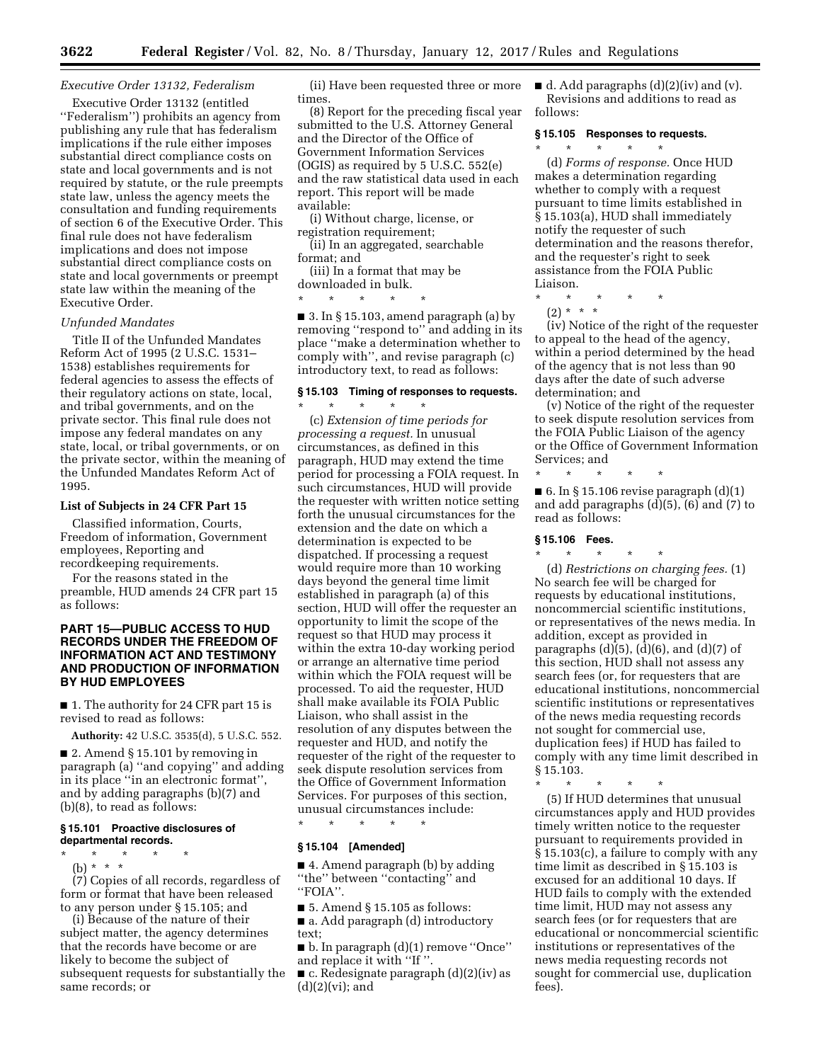*Executive Order 13132, Federalism*

Executive Order 13132 (entitled ''Federalism'') prohibits an agency from publishing any rule that has federalism implications if the rule either imposes substantial direct compliance costs on state and local governments and is not required by statute, or the rule preempts state law, unless the agency meets the consultation and funding requirements of section 6 of the Executive Order. This final rule does not have federalism implications and does not impose substantial direct compliance costs on state and local governments or preempt state law within the meaning of the Executive Order.

*Unfunded Mandates*

Title II of the Unfunded Mandates Reform Act of 1995 (2 U.S.C. 1531–1538) establishes requirements for federal agencies to assess the effects of their regulatory actions on state, local, and tribal governments, and on the private sector. This final rule does not impose any federal mandates on any state, local, or tribal governments, or on the private sector, within the meaning of the Unfunded Mandates Reform Act of 1995.

**List of Subjects in 24 CFR Part 15**

Classified information, Courts, Freedom of information, Government employees, Reporting and recordkeeping requirements.

For the reasons stated in the preamble, HUD amends 24 CFR part 15 as follows:

## PART 15—PUBLIC ACCESS TO HUD RECORDS UNDER THE FREEDOM OF INFORMATION ACT AND TESTIMONY AND PRODUCTION OF INFORMATION BY HUD EMPLOYEES

■ 1. The authority for 24 CFR part 15 is revised to read as follows:

**Authority:** 42 U.S.C. 3535(d), 5 U.S.C. 552.

■ 2. Amend § 15.101 by removing in paragraph (a) ''and copying'' and adding in its place ''in an electronic format'', and by adding paragraphs (b)(7) and (b)(8), to read as follows:

**§ 15.101 Proactive disclosures of departmental records.**

\* \* \* \* \*

(b) \* \* \*

(7) Copies of all records, regardless of form or format that have been released to any person under § 15.105; and

(i) Because of the nature of their subject matter, the agency determines that the records have become or are likely to become the subject of subsequent requests for substantially the same records; or

(ii) Have been requested three or more times.

(8) Report for the preceding fiscal year submitted to the U.S. Attorney General and the Director of the Office of Government Information Services (OGIS) as required by 5 U.S.C. 552(e) and the raw statistical data used in each report. This report will be made available:

(i) Without charge, license, or registration requirement;

(ii) In an aggregated, searchable format; and

(iii) In a format that may be downloaded in bulk.

\* \* \* \* \*

■ 3. In § 15.103, amend paragraph (a) by removing ''respond to'' and adding in its place ''make a determination whether to comply with'', and revise paragraph (c) introductory text, to read as follows:

**§ 15.103 Timing of responses to requests.**

\* \* \* \* \*

(c) *Extension of time periods for processing a request.* In unusual circumstances, as defined in this paragraph, HUD may extend the time period for processing a FOIA request. In such circumstances, HUD will provide the requester with written notice setting forth the unusual circumstances for the extension and the date on which a determination is expected to be dispatched. If processing a request would require more than 10 working days beyond the general time limit established in paragraph (a) of this section, HUD will offer the requester an opportunity to limit the scope of the request so that HUD may process it within the extra 10-day working period or arrange an alternative time period within which the FOIA request will be processed. To aid the requester, HUD shall make available its FOIA Public Liaison, who shall assist in the resolution of any disputes between the requester and HUD, and notify the requester of the right of the requester to seek dispute resolution services from the Office of Government Information Services. For purposes of this section, unusual circumstances include:

\* \* \* \* \*

**§ 15.104 [Amended]**

■ 4. Amend paragraph (b) by adding ''the'' between ''contacting'' and ''FOIA''.

■ 5. Amend § 15.105 as follows:

■ a. Add paragraph (d) introductory text;

■ b. In paragraph (d)(1) remove ''Once'' and replace it with ''If ''.

■ c. Redesignate paragraph (d)(2)(iv) as (d)(2)(vi); and

■ d. Add paragraphs (d)(2)(iv) and (v).

Revisions and additions to read as follows:

**§ 15.105 Responses to requests.**

\* \* \* \* \*

(d) *Forms of response.* Once HUD makes a determination regarding whether to comply with a request pursuant to time limits established in § 15.103(a), HUD shall immediately notify the requester of such determination and the reasons therefor, and the requester's right to seek assistance from the FOIA Public Liaison.

\* \* \* \* \*

(2) \* \* \*

(iv) Notice of the right of the requester to appeal to the head of the agency, within a period determined by the head of the agency that is not less than 90 days after the date of such adverse determination; and

(v) Notice of the right of the requester to seek dispute resolution services from the FOIA Public Liaison of the agency or the Office of Government Information Services; and

\* \* \* \* \*

■ 6. In § 15.106 revise paragraph (d)(1) and add paragraphs (d)(5), (6) and (7) to read as follows:

**§ 15.106 Fees.**

\* \* \* \* \*

(d) *Restrictions on charging fees.* (1) No search fee will be charged for requests by educational institutions, noncommercial scientific institutions, or representatives of the news media. In addition, except as provided in paragraphs (d)(5), (d)(6), and (d)(7) of this section, HUD shall not assess any search fees (or, for requesters that are educational institutions, noncommercial scientific institutions or representatives of the news media requesting records not sought for commercial use, duplication fees) if HUD has failed to comply with any time limit described in § 15.103.

\* \* \* \* \*

(5) If HUD determines that unusual circumstances apply and HUD provides timely written notice to the requester pursuant to requirements provided in § 15.103(c), a failure to comply with any time limit as described in § 15.103 is excused for an additional 10 days. If HUD fails to comply with the extended time limit, HUD may not assess any search fees (or for requesters that are educational or noncommercial scientific institutions or representatives of the news media requesting records not sought for commercial use, duplication fees).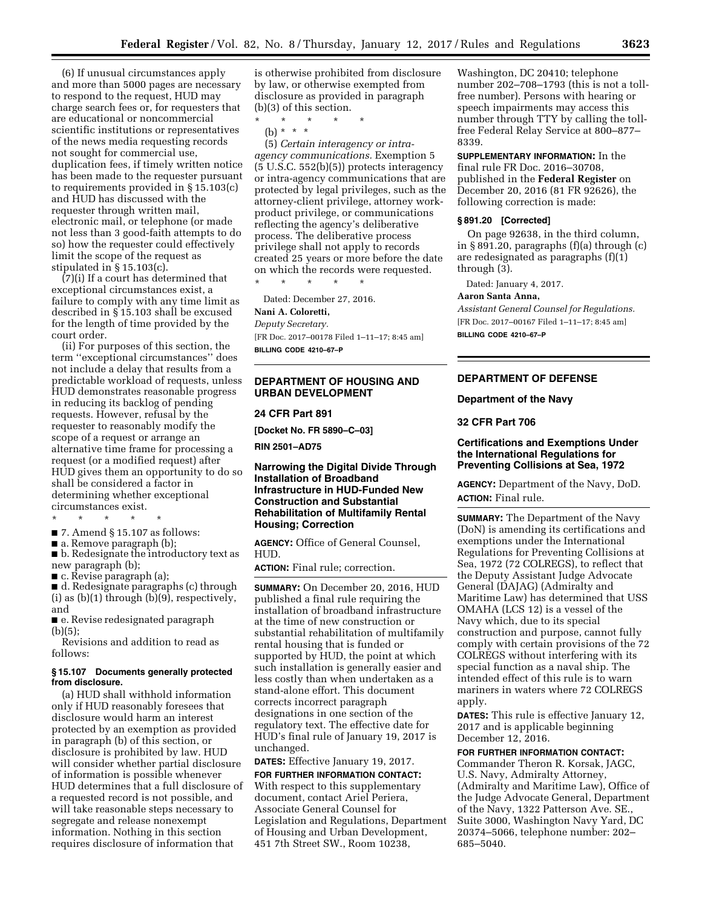(6) If unusual circumstances apply and more than 5000 pages are necessary to respond to the request, HUD may charge search fees or, for requesters that are educational or noncommercial scientific institutions or representatives of the news media requesting records not sought for commercial use, duplication fees, if timely written notice has been made to the requester pursuant to requirements provided in § 15.103(c) and HUD has discussed with the requester through written mail, electronic mail, or telephone (or made not less than 3 good-faith attempts to do so) how the requester could effectively limit the scope of the request as stipulated in § 15.103(c).

(7)(i) If a court has determined that exceptional circumstances exist, a failure to comply with any time limit as described in § 15.103 shall be excused for the length of time provided by the court order.

(ii) For purposes of this section, the term ''exceptional circumstances'' does not include a delay that results from a predictable workload of requests, unless HUD demonstrates reasonable progress in reducing its backlog of pending requests. However, refusal by the requester to reasonably modify the scope of a request or arrange an alternative time frame for processing a request (or a modified request) after HUD gives them an opportunity to do so shall be considered a factor in determining whether exceptional circumstances exist.

\* \* \* \* \*

■ 7. Amend § 15.107 as follows:

■ a. Remove paragraph (b);

■ b. Redesignate the introductory text as new paragraph (b);

■ c. Revise paragraph (a);

■ d. Redesignate paragraphs (c) through (i) as (b)(1) through (b)(9), respectively, and

■ e. Revise redesignated paragraph (b)(5);

Revisions and addition to read as follows:

**§ 15.107 Documents generally protected from disclosure.**

(a) HUD shall withhold information only if HUD reasonably foresees that disclosure would harm an interest protected by an exemption as provided in paragraph (b) of this section, or disclosure is prohibited by law. HUD will consider whether partial disclosure of information is possible whenever HUD determines that a full disclosure of a requested record is not possible, and will take reasonable steps necessary to segregate and release nonexempt information. Nothing in this section requires disclosure of information that is otherwise prohibited from disclosure by law, or otherwise exempted from disclosure as provided in paragraph (b)(3) of this section.

\* \* \* \* \*

(b) \* \* \*

(5) *Certain interagency or intra-agency communications.* Exemption 5 (5 U.S.C. 552(b)(5)) protects interagency or intra-agency communications that are protected by legal privileges, such as the attorney-client privilege, attorney work-product privilege, or communications reflecting the agency's deliberative process. The deliberative process privilege shall not apply to records created 25 years or more before the date on which the records were requested.

\* \* \* \* \*

Dated: December 27, 2016.

**Nani A. Coloretti,**

*Deputy Secretary.*

[FR Doc. 2017–00178 Filed 1–11–17; 8:45 am]

**BILLING CODE 4210–67–P**

## DEPARTMENT OF HOUSING AND URBAN DEVELOPMENT

### 24 CFR Part 891

**[Docket No. FR 5890–C–03]**

**RIN 2501–AD75**

### Narrowing the Digital Divide Through Installation of Broadband Infrastructure in HUD-Funded New Construction and Substantial Rehabilitation of Multifamily Rental Housing; Correction

**AGENCY:** Office of General Counsel, HUD.

**ACTION:** Final rule; correction.

**SUMMARY:** On December 20, 2016, HUD published a final rule requiring the installation of broadband infrastructure at the time of new construction or substantial rehabilitation of multifamily rental housing that is funded or supported by HUD, the point at which such installation is generally easier and less costly than when undertaken as a stand-alone effort. This document corrects incorrect paragraph designations in one section of the regulatory text. The effective date for HUD's final rule of January 19, 2017 is unchanged.

**DATES:** Effective January 19, 2017.

**FOR FURTHER INFORMATION CONTACT:** With respect to this supplementary document, contact Ariel Periera, Associate General Counsel for Legislation and Regulations, Department of Housing and Urban Development, 451 7th Street SW., Room 10238, Washington, DC 20410; telephone number 202–708–1793 (this is not a toll-free number). Persons with hearing or speech impairments may access this number through TTY by calling the toll-free Federal Relay Service at 800–877–8339.

**SUPPLEMENTARY INFORMATION:** In the final rule FR Doc. 2016–30708, published in the **Federal Register** on December 20, 2016 (81 FR 92626), the following correction is made:

**§ 891.20 [Corrected]**

On page 92638, in the third column, in § 891.20, paragraphs (f)(a) through (c) are redesignated as paragraphs (f)(1) through (3).

Dated: January 4, 2017.

**Aaron Santa Anna,**

*Assistant General Counsel for Regulations.*

[FR Doc. 2017–00167 Filed 1–11–17; 8:45 am]

**BILLING CODE 4210–67–P**

## DEPARTMENT OF DEFENSE

### Department of the Navy

### 32 CFR Part 706

### Certifications and Exemptions Under the International Regulations for Preventing Collisions at Sea, 1972

**AGENCY:** Department of the Navy, DoD.

**ACTION:** Final rule.

**SUMMARY:** The Department of the Navy (DoN) is amending its certifications and exemptions under the International Regulations for Preventing Collisions at Sea, 1972 (72 COLREGS), to reflect that the Deputy Assistant Judge Advocate General (DAJAG) (Admiralty and Maritime Law) has determined that USS OMAHA (LCS 12) is a vessel of the Navy which, due to its special construction and purpose, cannot fully comply with certain provisions of the 72 COLREGS without interfering with its special function as a naval ship. The intended effect of this rule is to warn mariners in waters where 72 COLREGS apply.

**DATES:** This rule is effective January 12, 2017 and is applicable beginning December 12, 2016.

**FOR FURTHER INFORMATION CONTACT:** Commander Theron R. Korsak, JAGC, U.S. Navy, Admiralty Attorney, (Admiralty and Maritime Law), Office of the Judge Advocate General, Department of the Navy, 1322 Patterson Ave. SE., Suite 3000, Washington Navy Yard, DC 20374–5066, telephone number: 202–685–5040.